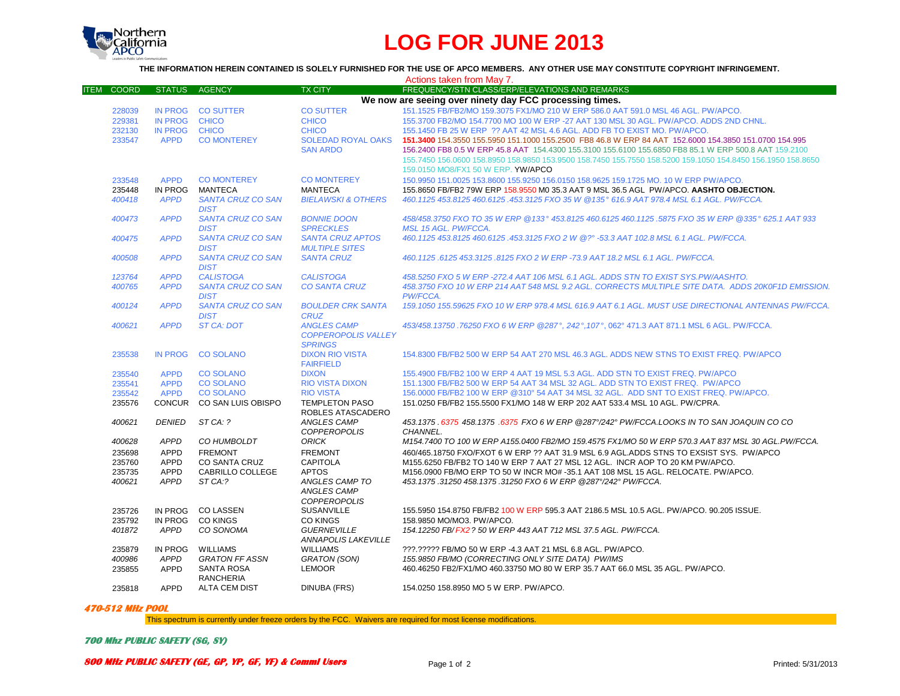# LOG FOR JUNE 2013

**THE INFORMATION HEREIN CONTAINED IS SOLELY FURNISHED FOR THE USE OF APCO MEMBERS. ANY OTHER USE MAY CONSTITUTE COPYRIGHT INFRINGEMENT.**

Actions taken from May 7.

| ITEM | COORD | STATUS | AGENCY | TX CITY | FREQUENCY/STN CLASS/ERP/ELEVATIONS AND REMARKS |
|---|---|---|---|---|---|
| | | | | | **We now are seeing over ninety day FCC processing times.** |
| | 228039 | IN PROG | CO SUTTER | CO SUTTER | 151.1525 FB/FB2/MO 159.3075 FX1/MO 210 W ERP 586.0 AAT 591.0 MSL 46 AGL. PW/APCO. |
| | 229381 | IN PROG | CHICO | CHICO | 155.3700 FB2/MO 154.7700 MO 100 W ERP -27 AAT 130 MSL 30 AGL. PW/APCO. ADDS 2ND CHNL. |
| | 232130 | IN PROG | CHICO | CHICO | 155.1450 FB 25 W ERP ?? AAT 42 MSL 4.6 AGL. ADD FB TO EXIST MO. PW/APCO. |
| | 233547 | APPD | CO MONTEREY | SOLEDAD ROYAL OAKS SAN ARDO | **151.3400** 154.3550 155.5950 151.1000 155.2500 FB8 46.8 W ERP 84 AAT 152.6000 154.3850 151.0700 154.995 156.2400 FB8 0.5 W ERP 45.8 AAT 154.4300 155.3100 155.6100 155.6850 FB8 85.1 W ERP 500.8 AAT 159.2100 155.7450 156.0600 158.8950 158.9850 153.9500 158.7450 155.7550 158.5200 159.1050 154.8450 156.1950 158.8650 159.0150 MO8/FX1 50 W ERP. YW/APCO |
| | 233548 | APPD | CO MONTEREY | CO MONTEREY | 150.9950 151.0025 153.8600 155.9250 156.0150 158.9625 159.1725 MO. 10 W ERP PW/APCO. |
| | 235448 | IN PROG | MANTECA | MANTECA | 155.8650 FB/FB2 79W ERP 158.9550 M0 35.3 AAT 9 MSL 36.5 AGL PW/APCO. **AASHTO OBJECTION.** |
| | *400418* | *APPD* | *SANTA CRUZ CO SAN DIST* | *BIELAWSKI & OTHERS* | *460.1125 453.8125 460.6125 .453.3125 FXO 35 W @135° 616.9 AAT 978.4 MSL 6.1 AGL. PW/FCCA.* |
| | *400473* | *APPD* | *SANTA CRUZ CO SAN DIST* | *BONNIE DOON SPRECKLES* | *458/458.3750 FXO TO 35 W ERP @133° 453.8125 460.6125 460.1125 .5875 FXO 35 W ERP @335° 625.1 AAT 933 MSL 15 AGL. PW/FCCA.* |
| | *400475* | *APPD* | *SANTA CRUZ CO SAN DIST* | *SANTA CRUZ APTOS MULTIPLE SITES* | *460.1125 453.8125 460.6125 .453.3125 FXO 2 W @?° -53.3 AAT 102.8 MSL 6.1 AGL. PW/FCCA.* |
| | *400508* | *APPD* | *SANTA CRUZ CO SAN DIST* | *SANTA CRUZ* | *460.1125 .6125 453.3125 .8125 FXO 2 W ERP -73.9 AAT 18.2 MSL 6.1 AGL. PW/FCCA.* |
| | *123764* | *APPD* | *CALISTOGA* | *CALISTOGA* | *458.5250 FXO 5 W ERP -272.4 AAT 106 MSL 6.1 AGL. ADDS STN TO EXIST SYS.PW/AASHTO.* |
| | *400765* | *APPD* | *SANTA CRUZ CO SAN DIST* | *CO SANTA CRUZ* | *458.3750 FXO 10 W ERP 214 AAT 548 MSL 9.2 AGL. CORRECTS MULTIPLE SITE DATA. ADDS 20K0F1D EMISSION. PW/FCCA.* |
| | *400124* | *APPD* | *SANTA CRUZ CO SAN DIST* | *BOULDER CRK SANTA CRUZ* | *159.1050 155.59625 FXO 10 W ERP 978.4 MSL 616.9 AAT 6.1 AGL. MUST USE DIRECTIONAL ANTENNAS PW/FCCA.* |
| | *400621* | *APPD* | *ST CA: DOT* | *ANGLES CAMP COPPEROPOLIS VALLEY SPRINGS* | *453/458.13750 .76250 FXO 6 W ERP @287°, 242°,107°, 062° 471.3 AAT 871.1 MSL 6 AGL. PW/FCCA.* |
| | 235538 | IN PROG | CO SOLANO | DIXON RIO VISTA FAIRFIELD | 154.8300 FB/FB2 500 W ERP 54 AAT 270 MSL 46.3 AGL. ADDS NEW STNS TO EXIST FREQ. PW/APCO |
| | 235540 | APPD | CO SOLANO | DIXON | 155.4900 FB/FB2 100 W ERP 4 AAT 19 MSL 5.3 AGL. ADD STN TO EXIST FREQ. PW/APCO |
| | 235541 | APPD | CO SOLANO | RIO VISTA DIXON | 151.1300 FB/FB2 500 W ERP 54 AAT 34 MSL 32 AGL. ADD STN TO EXIST FREQ. PW/APCO |
| | 235542 | APPD | CO SOLANO | RIO VISTA | 156.0000 FB/FB2 100 W ERP @310° 54 AAT 34 MSL 32 AGL. ADD SNT TO EXIST FREQ. PW/APCO. |
| | 235576 | CONCUR | CO SAN LUIS OBISPO | TEMPLETON PASO ROBLES ATASCADERO | 151.0250 FB/FB2 155.5500 FX1/MO 148 W ERP 202 AAT 533.4 MSL 10 AGL. PW/CPRA. |
| | *400621* | *DENIED* | *ST CA: ?* | *ANGLES CAMP COPPEROPOLIS* | *453.1375 .6375 458.1375 .6375 FXO 6 W ERP @287°/242° PW/FCCA.LOOKS IN TO SAN JOAQUIN CO CO CHANNEL.* |
| | *400628* | *APPD* | *CO HUMBOLDT* | *ORICK* | *M154.7400 TO 100 W ERP A155.0400 FB2/MO 159.4575 FX1/MO 50 W ERP 570.3 AAT 837 MSL 30 AGL.PW/FCCA.* |
| | 235698 | APPD | FREMONT | FREMONT | 460/465.18750 FXO/FXOT 6 W ERP ?? AAT 31.9 MSL 6.9 AGL.ADDS STNS TO EXSIST SYS. PW/APCO |
| | 235760 | APPD | CO SANTA CRUZ | CAPITOLA | M155.6250 FB/FB2 TO 140 W ERP 7 AAT 27 MSL 12 AGL. INCR AOP TO 20 KM PW/APCO. |
| | 235735 | APPD | CABRILLO COLLEGE | APTOS | M156.0900 FB/MO ERP TO 50 W INCR MO# -35.1 AAT 108 MSL 15 AGL. RELOCATE. PW/APCO. |
| | *400621* | *APPD* | *ST CA:?* | *ANGLES CAMP TO ANGLES CAMP COPPEROPOLIS* | *453.1375 .31250 458.1375 .31250 FXO 6 W ERP @287°/242° PW/FCCA.* |
| | 235726 | IN PROG | CO LASSEN | SUSANVILLE | 155.5950 154.8750 FB/FB2 100 W ERP 595.3 AAT 2186.5 MSL 10.5 AGL. PW/APCO. 90.205 ISSUE. |
| | 235792 | IN PROG | CO KINGS | CO KINGS | 158.9850 MO/MO3. PW/APCO. |
| | *401872* | *APPD* | *CO SONOMA* | *GUERNEVILLE ANNAPOLIS LAKEVILLE* | *154.12250 FB/ FX2 ? 50 W ERP 443 AAT 712 MSL 37.5 AGL. PW/FCCA.* |
| | 235879 | IN PROG | WILLIAMS | WILLIAMS | ???.????? FB/MO 50 W ERP -4.3 AAT 21 MSL 6.8 AGL. PW/APCO. |
| | *400986* | *APPD* | *GRATON FF ASSN* | *GRATON (SON)* | *155.9850 FB/MO (CORRECTING ONLY SITE DATA) PW/IMS* |
| | 235855 | APPD | SANTA ROSA RANCHERIA | LEMOOR | 460.46250 FB2/FX1/MO 460.33750 MO 80 W ERP 35.7 AAT 66.0 MSL 35 AGL. PW/APCO. |
| | 235818 | APPD | ALTA CEM DIST | DINUBA (FRS) | 154.0250 158.8950 MO 5 W ERP. PW/APCO. |

***470-512 MHz POOL***

This spectrum is currently under freeze orders by the FCC. Waivers are required for most license modifications.

***700 Mhz PUBLIC SAFETY (SG, SY)***

***800 MHz PUBLIC SAFETY (GE, GP, YP, GF, YF) & Comml Users***

Printed: 5/31/2013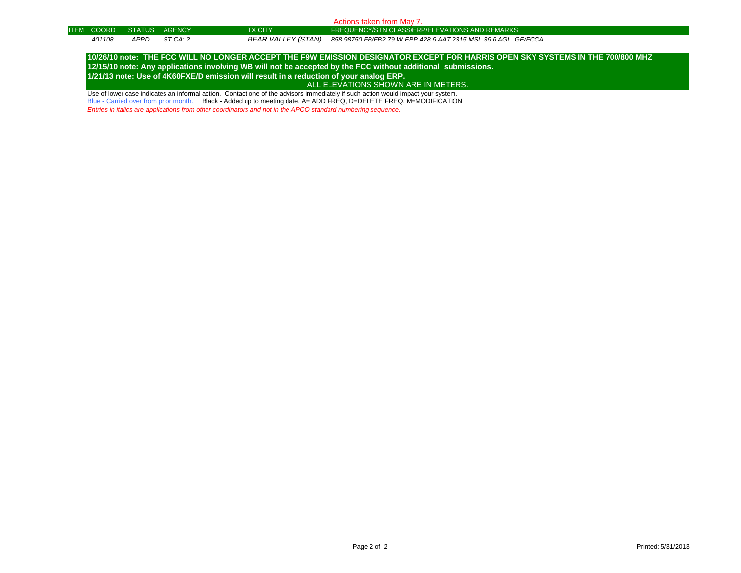Actions taken from May 7.

| ITEM | COORD | STATUS | AGENCY | TX CITY | FREQUENCY/STN CLASS/ERP/ELEVATIONS AND REMARKS |
|---|---|---|---|---|---|
| | *401108* | *APPD* | *ST CA: ?* | *BEAR VALLEY (STAN)* | *858.98750 FB/FB2 79 W ERP 428.6 AAT 2315 MSL 36.6 AGL. GE/FCCA.* |

**10/26/10 note: THE FCC WILL NO LONGER ACCEPT THE F9W EMISSION DESIGNATOR EXCEPT FOR HARRIS OPEN SKY SYSTEMS IN THE 700/800 MHZ**

**12/15/10 note: Any applications involving WB will not be accepted by the FCC without additional submissions.**

**1/21/13 note: Use of 4K60FXE/D emission will result in a reduction of your analog ERP.**

ALL ELEVATIONS SHOWN ARE IN METERS.

Use of lower case indicates an informal action. Contact one of the advisors immediately if such action would impact your system.

Blue - Carried over from prior month. Black - Added up to meeting date. A= ADD FREQ, D=DELETE FREQ, M=MODIFICATION

*Entries in italics are applications from other coordinators and not in the APCO standard numbering sequence.*

Printed: 5/31/2013